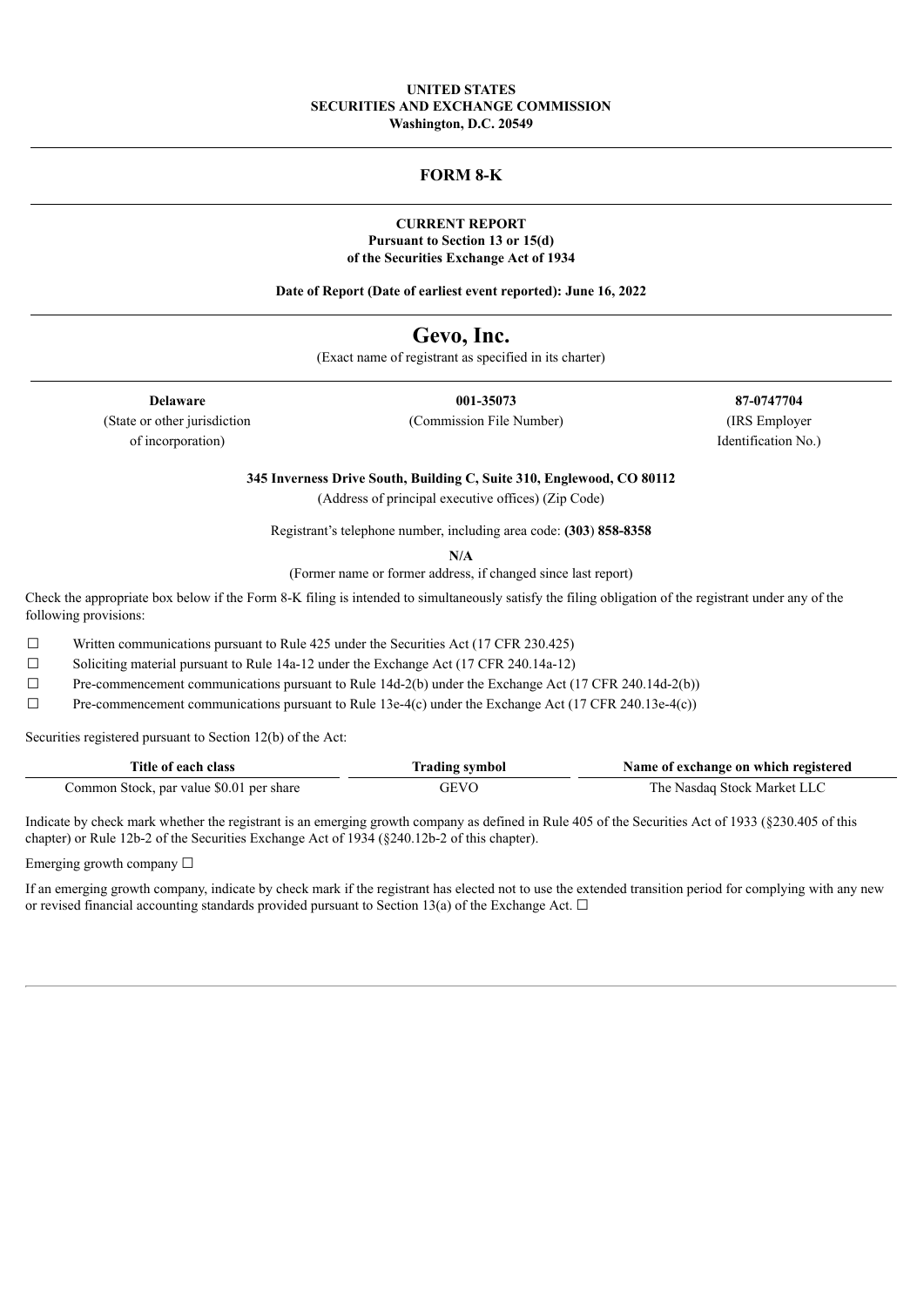**UNITED STATES**
**SECURITIES AND EXCHANGE COMMISSION**
**Washington, D.C. 20549**

---

# FORM 8-K

---

**CURRENT REPORT**
**Pursuant to Section 13 or 15(d)**
**of the Securities Exchange Act of 1934**

**Date of Report (Date of earliest event reported): June 16, 2022**

---

# Gevo, Inc.

(Exact name of registrant as specified in its charter)

---

| **Delaware** | **001-35073** | **87-0747704** |
|---|---|---|
| (State or other jurisdiction of incorporation) | (Commission File Number) | (IRS Employer Identification No.) |

**345 Inverness Drive South, Building C, Suite 310, Englewood, CO 80112**
(Address of principal executive offices) (Zip Code)

Registrant's telephone number, including area code: **(303) 858-8358**

**N/A**
(Former name or former address, if changed since last report)

Check the appropriate box below if the Form 8-K filing is intended to simultaneously satisfy the filing obligation of the registrant under any of the following provisions:

☐ Written communications pursuant to Rule 425 under the Securities Act (17 CFR 230.425)

☐ Soliciting material pursuant to Rule 14a-12 under the Exchange Act (17 CFR 240.14a-12)

☐ Pre-commencement communications pursuant to Rule 14d-2(b) under the Exchange Act (17 CFR 240.14d-2(b))

☐ Pre-commencement communications pursuant to Rule 13e-4(c) under the Exchange Act (17 CFR 240.13e-4(c))

Securities registered pursuant to Section 12(b) of the Act:

| Title of each class | Trading symbol | Name of exchange on which registered |
|---|---|---|
| Common Stock, par value $0.01 per share | GEVO | The Nasdaq Stock Market LLC |

Indicate by check mark whether the registrant is an emerging growth company as defined in Rule 405 of the Securities Act of 1933 (§230.405 of this chapter) or Rule 12b-2 of the Securities Exchange Act of 1934 (§240.12b-2 of this chapter).

Emerging growth company ☐

If an emerging growth company, indicate by check mark if the registrant has elected not to use the extended transition period for complying with any new or revised financial accounting standards provided pursuant to Section 13(a) of the Exchange Act. ☐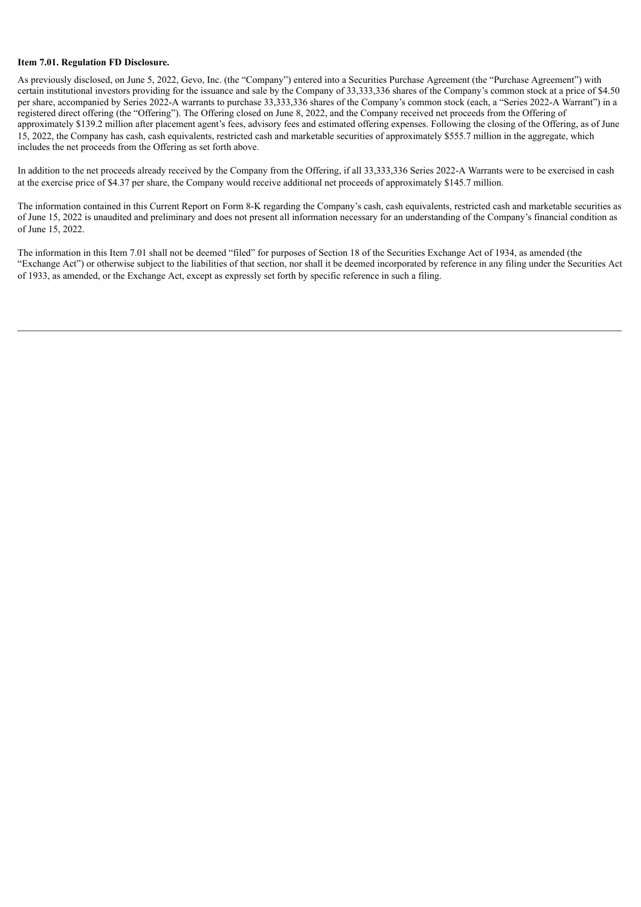**Item 7.01. Regulation FD Disclosure.**

As previously disclosed, on June 5, 2022, Gevo, Inc. (the "Company") entered into a Securities Purchase Agreement (the "Purchase Agreement") with certain institutional investors providing for the issuance and sale by the Company of 33,333,336 shares of the Company's common stock at a price of $4.50 per share, accompanied by Series 2022-A warrants to purchase 33,333,336 shares of the Company's common stock (each, a "Series 2022-A Warrant") in a registered direct offering (the "Offering"). The Offering closed on June 8, 2022, and the Company received net proceeds from the Offering of approximately $139.2 million after placement agent's fees, advisory fees and estimated offering expenses. Following the closing of the Offering, as of June 15, 2022, the Company has cash, cash equivalents, restricted cash and marketable securities of approximately $555.7 million in the aggregate, which includes the net proceeds from the Offering as set forth above.

In addition to the net proceeds already received by the Company from the Offering, if all 33,333,336 Series 2022-A Warrants were to be exercised in cash at the exercise price of $4.37 per share, the Company would receive additional net proceeds of approximately $145.7 million.

The information contained in this Current Report on Form 8-K regarding the Company's cash, cash equivalents, restricted cash and marketable securities as of June 15, 2022 is unaudited and preliminary and does not present all information necessary for an understanding of the Company's financial condition as of June 15, 2022.

The information in this Item 7.01 shall not be deemed "filed" for purposes of Section 18 of the Securities Exchange Act of 1934, as amended (the "Exchange Act") or otherwise subject to the liabilities of that section, nor shall it be deemed incorporated by reference in any filing under the Securities Act of 1933, as amended, or the Exchange Act, except as expressly set forth by specific reference in such a filing.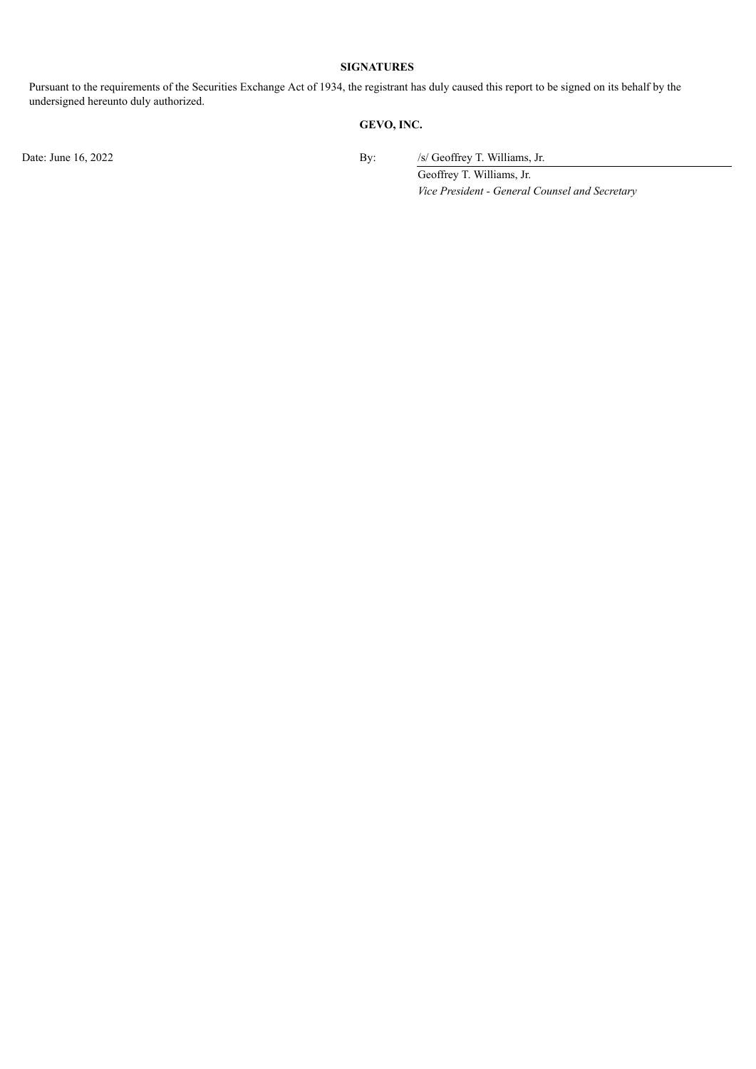**SIGNATURES**

Pursuant to the requirements of the Securities Exchange Act of 1934, the registrant has duly caused this report to be signed on its behalf by the undersigned hereunto duly authorized.

**GEVO, INC.**

| | | |
|---|---|---|
| Date: June 16, 2022 | By: | /s/ Geoffrey T. Williams, Jr. |
| | | Geoffrey T. Williams, Jr. |
| | | *Vice President - General Counsel and Secretary* |